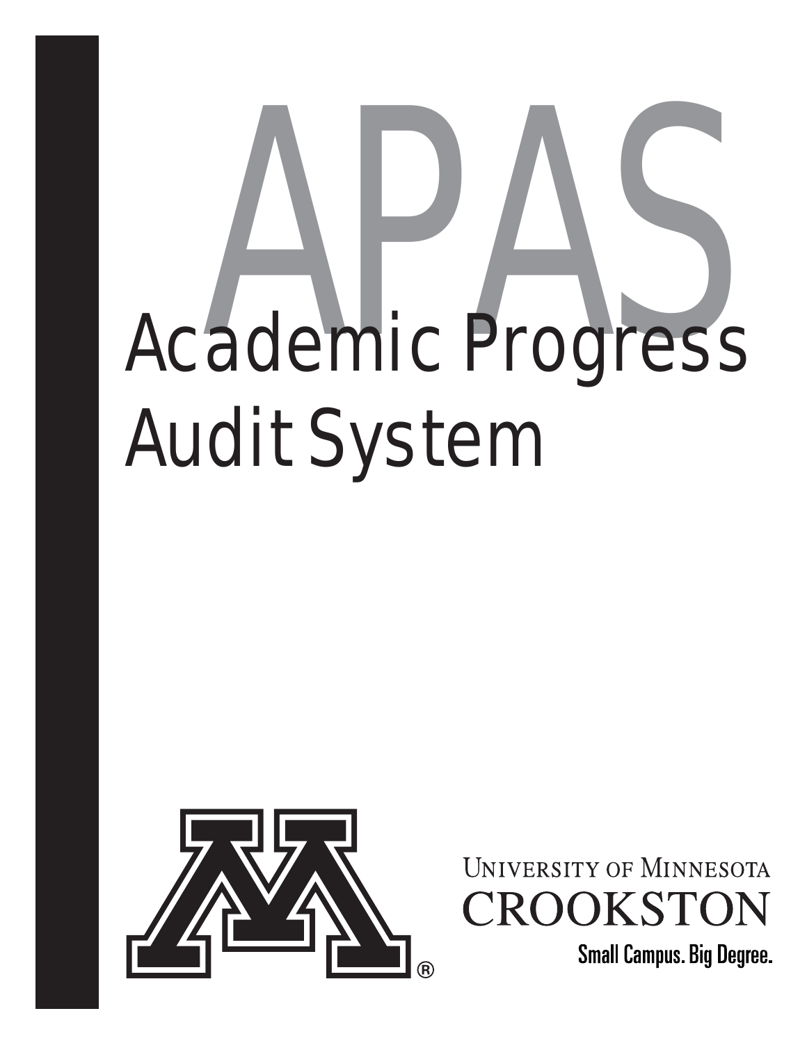# APAS

# Academic Progress Audit System

University of Minnesota
CROOKSTON

Small Campus. Big Degree.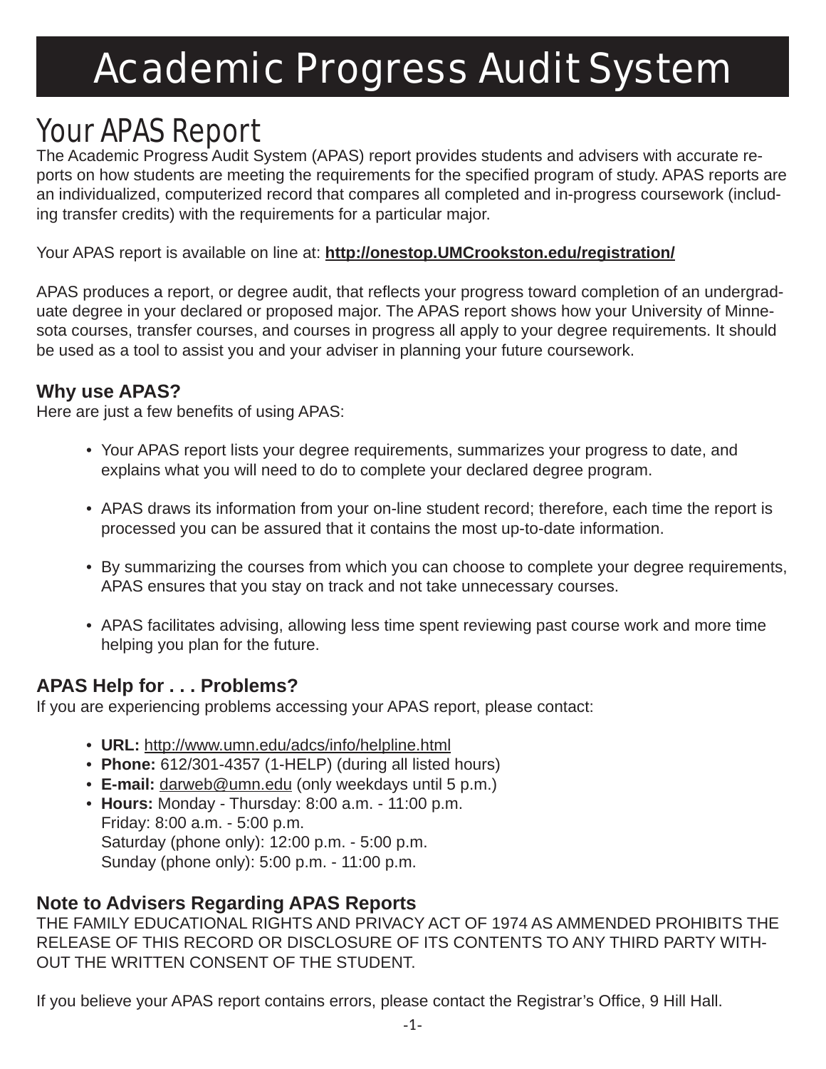# Academic Progress Audit System

## Your APAS Report

The Academic Progress Audit System (APAS) report provides students and advisers with accurate reports on how students are meeting the requirements for the specified program of study. APAS reports are an individualized, computerized record that compares all completed and in-progress coursework (including transfer credits) with the requirements for a particular major.

Your APAS report is available on line at: **http://onestop.UMCrookston.edu/registration/**

APAS produces a report, or degree audit, that reflects your progress toward completion of an undergraduate degree in your declared or proposed major. The APAS report shows how your University of Minnesota courses, transfer courses, and courses in progress all apply to your degree requirements. It should be used as a tool to assist you and your adviser in planning your future coursework.

### Why use APAS?

Here are just a few benefits of using APAS:

- Your APAS report lists your degree requirements, summarizes your progress to date, and explains what you will need to do to complete your declared degree program.
- APAS draws its information from your on-line student record; therefore, each time the report is processed you can be assured that it contains the most up-to-date information.
- By summarizing the courses from which you can choose to complete your degree requirements, APAS ensures that you stay on track and not take unnecessary courses.
- APAS facilitates advising, allowing less time spent reviewing past course work and more time helping you plan for the future.

### APAS Help for . . . Problems?

If you are experiencing problems accessing your APAS report, please contact:

- **URL:** http://www.umn.edu/adcs/info/helpline.html
- **Phone:** 612/301-4357 (1-HELP) (during all listed hours)
- **E-mail:** darweb@umn.edu (only weekdays until 5 p.m.)
- **Hours:** Monday - Thursday: 8:00 a.m. - 11:00 p.m.
  Friday: 8:00 a.m. - 5:00 p.m.
  Saturday (phone only): 12:00 p.m. - 5:00 p.m.
  Sunday (phone only): 5:00 p.m. - 11:00 p.m.

### Note to Advisers Regarding APAS Reports

THE FAMILY EDUCATIONAL RIGHTS AND PRIVACY ACT OF 1974 AS AMMENDED PROHIBITS THE RELEASE OF THIS RECORD OR DISCLOSURE OF ITS CONTENTS TO ANY THIRD PARTY WITHOUT THE WRITTEN CONSENT OF THE STUDENT.

If you believe your APAS report contains errors, please contact the Registrar's Office, 9 Hill Hall.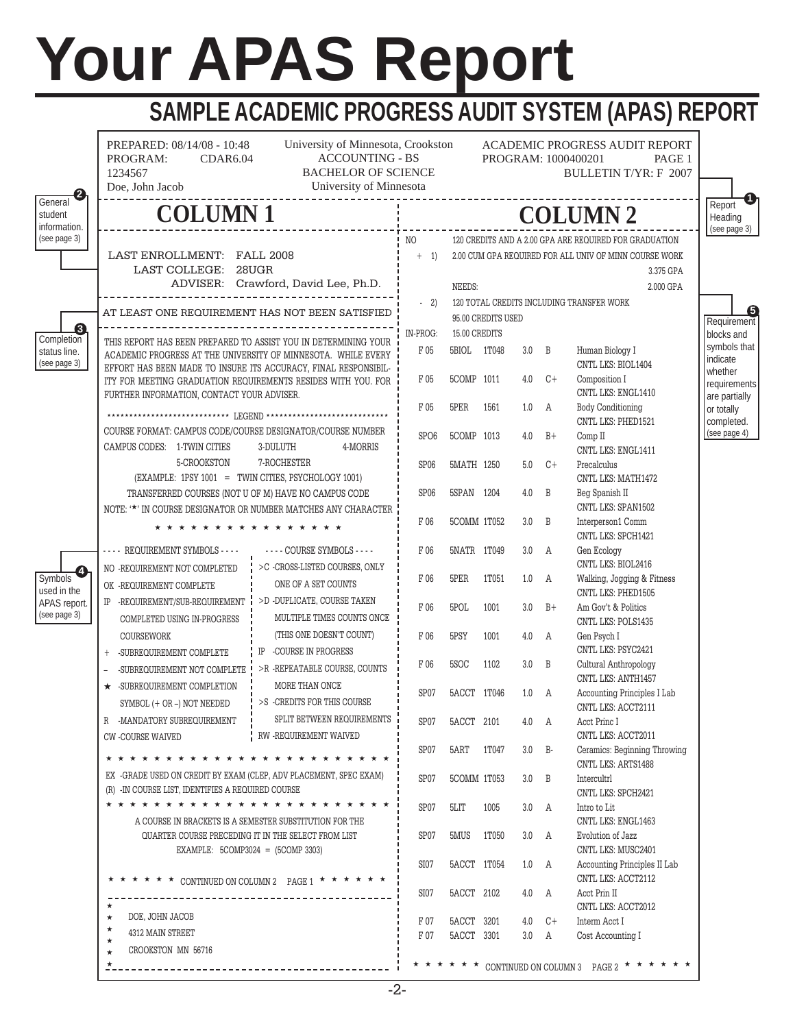# Your APAS Report

## SAMPLE ACADEMIC PROGRESS AUDIT SYSTEM (APAS) REPORT

```
PREPARED: 08/14/08 - 10:48      University of Minnesota, Crookston      ACADEMIC PROGRESS AUDIT REPORT
PROGRAM:     CDAR6.04                  ACCOUNTING - BS                  PROGRAM: 1000400201     PAGE 1
1234567                              BACHELOR OF SCIENCE                       BULLETIN T/YR: F  2007
Doe, John Jacob                      University of Minnesota
```

**2** General student information. (see page 3)

**1** Report Heading (see page 3)

### COLUMN 1

```
LAST ENROLLMENT:   FALL 2008
   LAST COLLEGE:   28UGR
        ADVISER:   Crawford, David Lee, Ph.D.

AT LEAST ONE REQUIREMENT HAS NOT BEEN SATISFIED
```

**3** Completion status line. (see page 3)

```
THIS REPORT HAS BEEN PREPARED TO ASSIST YOU IN DETERMINING YOUR
ACADEMIC PROGRESS AT THE UNIVERSITY OF MINNESOTA. WHILE EVERY
EFFORT HAS BEEN MADE TO INSURE ITS ACCURACY, FINAL RESPONSIBIL-
ITY FOR MEETING GRADUATION REQUIREMENTS RESIDES WITH YOU. FOR
FURTHER INFORMATION, CONTACT YOUR ADVISER.

**************************** LEGEND ****************************
COURSE FORMAT: CAMPUS CODE/COURSE DESIGNATOR/COURSE NUMBER
CAMPUS CODES:   1-TWIN CITIES      3-DULUTH        4-MORRIS
                5-CROOKSTON        7-ROCHESTER
     (EXAMPLE:  1PSY 1001  =  TWIN CITIES, PSYCHOLOGY 1001)
   TRANSFERRED COURSES (NOT U OF M) HAVE NO CAMPUS CODE
NOTE: '*' IN COURSE DESIGNATOR OR NUMBER MATCHES ANY CHARACTER
          * * * * * * * * * * * * * * * * *

---- REQUIREMENT SYMBOLS ----          ---- COURSE SYMBOLS ----
NO -REQUIREMENT NOT COMPLETED          >C -CROSS-LISTED COURSES, ONLY
OK -REQUIREMENT COMPLETE                   ONE OF A SET COUNTS
IP -REQUIREMENT/SUB-REQUIREMENT        >D -DUPLICATE, COURSE TAKEN
    COMPLETED USING IN-PROGRESS            MULTIPLE TIMES COUNTS ONCE
    COURSEWORK                             (THIS ONE DOESN'T COUNT)
+  -SUBREQUIREMENT COMPLETE            IP -COURSE IN PROGRESS
-  -SUBREQUIREMENT NOT COMPLETE        >R -REPEATABLE COURSE, COUNTS
*  -SUBREQUIREMENT COMPLETION              MORE THAN ONCE
    SYMBOL (+ OR -) NOT NEEDED         >S -CREDITS FOR THIS COURSE
R  -MANDATORY SUBREQUIREMENT               SPLIT BETWEEN REQUIREMENTS
CW -COURSE WAIVED                      RW -REQUIREMENT WAIVED
* * * * * * * * * * * * * * * * * * * * * * * *
EX -GRADE USED ON CREDIT BY EXAM (CLEP, ADV PLACEMENT, SPEC EXAM)
(R) -IN COURSE LIST, IDENTIFIES A REQUIRED COURSE
* * * * * * * * * * * * * * * * * * * * * * * *
  A COURSE IN BRACKETS IS A SEMESTER SUBSTITUTION FOR THE
   QUARTER COURSE PRECEDING IT IN THE SELECT FROM LIST
        EXAMPLE:  5COMP3024 = (5COMP 3303)

* * * * * * CONTINUED ON COLUMN 2   PAGE 1 * * * * * *

*
*  DOE, JOHN JACOB
*  4312 MAIN STREET
*  CROOKSTON  MN  56716
*
```

**4** Symbols used in the APAS report. (see page 3)

### COLUMN 2

```
NO        120 CREDITS AND A 2.00 GPA ARE REQUIRED FOR GRADUATION
 + 1)     2.00 CUM GPA REQUIRED FOR ALL UNIV OF MINN COURSE WORK
                                                          3.375 GPA
          NEEDS:                                          2.000 GPA
 - 2)     120 TOTAL CREDITS INCLUDING TRANSFER WORK
          95.00 CREDITS USED
IN-PROG:  15.00 CREDITS
 F 05  5BIOL  1T048   3.0  B    Human Biology I
                                CNTL LKS: BIOL1404
 F 05  5COMP  1011    4.0  C+   Composition I
                                CNTL LKS: ENGL1410
 F 05  5PER   1561    1.0  A    Body Conditioning
                                CNTL LKS: PHED1521
 SP06  5COMP  1013    4.0  B+   Comp II
                                CNTL LKS: ENGL1411
 SP06  5MATH  1250    5.0  C+   Precalculus
                                CNTL LKS: MATH1472
 SP06  5SPAN  1204    4.0  B    Beg Spanish II
                                CNTL LKS: SPAN1502
 F 06  5COMM  1T052   3.0  B    Interperson1 Comm
                                CNTL LKS: SPCH1421
 F 06  5NATR  1T049   3.0  A    Gen Ecology
                                CNTL LKS: BIOL2416
 F 06  5PER   1T051   1.0  A    Walking, Jogging & Fitness
                                CNTL LKS: PHED1505
 F 06  5POL   1001    3.0  B+   Am Gov't & Politics
                                CNTL LKS: POLS1435
 F 06  5PSY   1001    4.0  A    Gen Psych I
                                CNTL LKS: PSYC2421
 F 06  5SOC   1102    3.0  B    Cultural Anthropology
                                CNTL LKS: ANTH1457
 SP07  5ACCT  1T046   1.0  A    Accounting Principles I Lab
                                CNTL LKS: ACCT2111
 SP07  5ACCT  2101    4.0  A    Acct Princ I
                                CNTL LKS: ACCT2011
 SP07  5ART   1T047   3.0  B-   Ceramics: Beginning Throwing
                                CNTL LKS: ARTS1488
 SP07  5COMM  1T053   3.0  B    Intercultrl
                                CNTL LKS: SPCH2421
 SP07  5LIT   1005    3.0  A    Intro to Lit
                                CNTL LKS: ENGL1463
 SP07  5MUS   1T050   3.0  A    Evolution of Jazz
                                CNTL LKS: MUSC2401
 SI07  5ACCT  1T054   1.0  A    Accounting Principles II Lab
                                CNTL LKS: ACCT2112
 SI07  5ACCT  2102    4.0  A    Acct Prin II
                                CNTL LKS: ACCT2012
 F 07  5ACCT  3201    4.0  C+   Interm Acct I
 F 07  5ACCT  3301    3.0  A    Cost Accounting I

* * * * * * CONTINUED ON COLUMN 3   PAGE 2 * * * * * *
```

**5** Requirement blocks and symbols that indicate whether requirements are partially or totally completed. (see page 4)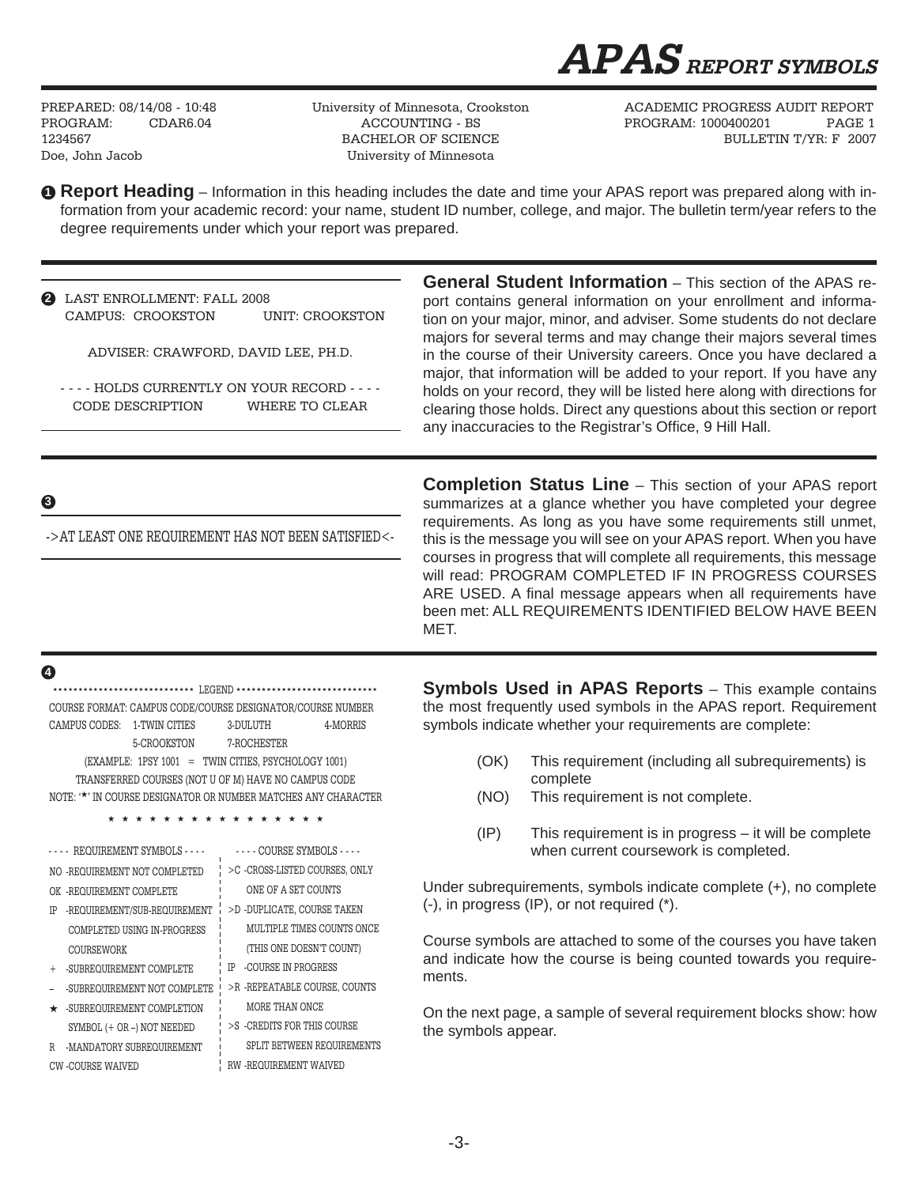# APAS REPORT SYMBOLS

```
PREPARED: 08/14/08 - 10:48        University of Minnesota, Crookston        ACADEMIC PROGRESS AUDIT REPORT
PROGRAM:      CDAR6.04                  ACCOUNTING - BS                     PROGRAM: 1000400201      PAGE 1
1234567                                BACHELOR OF SCIENCE                         BULLETIN T/YR: F  2007
Doe, John Jacob                        University of Minnesota
```

**1 Report Heading** – Information in this heading includes the date and time your APAS report was prepared along with information from your academic record: your name, student ID number, college, and major. The bulletin term/year refers to the degree requirements under which your report was prepared.

---

**2**

```
LAST ENROLLMENT: FALL 2008
CAMPUS:  CROOKSTON          UNIT: CROOKSTON

ADVISER: CRAWFORD, DAVID LEE, PH.D.

- - - - HOLDS CURRENTLY ON YOUR RECORD - - - -
CODE DESCRIPTION           WHERE TO CLEAR
```

**General Student Information** – This section of the APAS report contains general information on your enrollment and information on your major, minor, and adviser. Some students do not declare majors for several terms and may change their majors several times in the course of their University careers. Once you have declared a major, that information will be added to your report. If you have any holds on your record, they will be listed here along with directions for clearing those holds. Direct any questions about this section or report any inaccuracies to the Registrar's Office, 9 Hill Hall.

---

**3**

```
->AT LEAST ONE REQUIREMENT HAS NOT BEEN SATISFIED<-
```

**Completion Status Line** – This section of your APAS report summarizes at a glance whether you have completed your degree requirements. As long as you have some requirements still unmet, this is the message you will see on your APAS report. When you have courses in progress that will complete all requirements, this message will read: PROGRAM COMPLETED IF IN PROGRESS COURSES ARE USED. A final message appears when all requirements have been met: ALL REQUIREMENTS IDENTIFIED BELOW HAVE BEEN MET.

---

**4**

```
*************************** LEGEND ***************************
COURSE FORMAT: CAMPUS CODE/COURSE DESIGNATOR/COURSE NUMBER
CAMPUS CODES:   1-TWIN CITIES      3-DULUTH        4-MORRIS
                5-CROOKSTON        7-ROCHESTER
     (EXAMPLE:  1PSY 1001  =  TWIN CITIES, PSYCHOLOGY 1001)
     TRANSFERRED COURSES (NOT U OF M) HAVE NO CAMPUS CODE
NOTE: '*' IN COURSE DESIGNATOR OR NUMBER MATCHES ANY CHARACTER
              * * * * * * * * * * * * * * * * *

- - - - REQUIREMENT SYMBOLS - - - -     - - - - COURSE SYMBOLS - - - -
NO -REQUIREMENT NOT COMPLETED          >C -CROSS-LISTED COURSES, ONLY
OK -REQUIREMENT COMPLETE                   ONE OF A SET COUNTS
IP -REQUIREMENT/SUB-REQUIREMENT        >D -DUPLICATE, COURSE TAKEN
    COMPLETED USING IN-PROGRESS            MULTIPLE TIMES COUNTS ONCE
    COURSEWORK                             (THIS ONE DOESN'T COUNT)
+  -SUBREQUIREMENT COMPLETE            IP -COURSE IN PROGRESS
-  -SUBREQUIREMENT NOT COMPLETE        >R -REPEATABLE COURSE, COUNTS
*  -SUBREQUIREMENT COMPLETION              MORE THAN ONCE
    SYMBOL (+ OR -) NOT NEEDED         >S -CREDITS FOR THIS COURSE
R  -MANDATORY SUBREQUIREMENT               SPLIT BETWEEN REQUIREMENTS
CW -COURSE WAIVED                      RW -REQUIREMENT WAIVED
```

**Symbols Used in APAS Reports** – This example contains the most frequently used symbols in the APAS report. Requirement symbols indicate whether your requirements are complete:

- (OK) This requirement (including all subrequirements) is complete
- (NO) This requirement is not complete.
- (IP) This requirement is in progress – it will be complete when current coursework is completed.

Under subrequirements, symbols indicate complete (+), no complete (-), in progress (IP), or not required (*).

Course symbols are attached to some of the courses you have taken and indicate how the course is being counted towards you requirements.

On the next page, a sample of several requirement blocks show: how the symbols appear.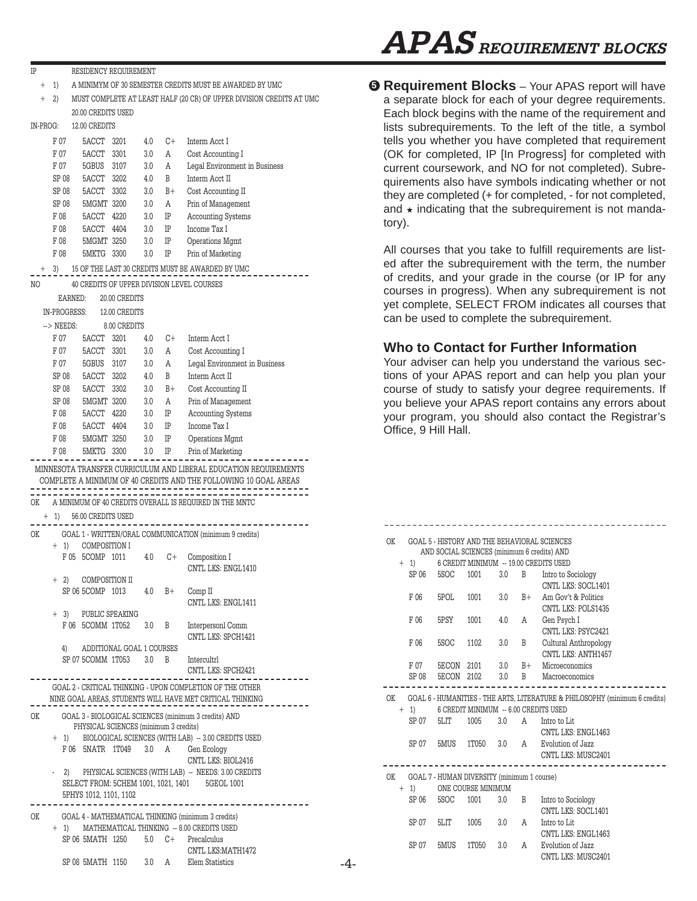# *APAS* REQUIREMENT BLOCKS

```
IP      RESIDENCY REQUIREMENT
  +  1)   A MINIMYM OF 30 SEMESTER CREDITS MUST BE AWARDED BY UMC
  +  2)   MUST COMPLETE AT LEAST HALF (20 CR) OF UPPER DIVISION CREDITS AT UMC
          20.00 CREDITS USED
IN-PROG:  12.00 CREDITS
     F 07    5ACCT  3201    4.0   C+   Interm Acct I
     F 07    5ACCT  3301    3.0   A    Cost Accounting I
     F 07    5GBUS  3107    3.0   A    Legal Environment in Business
     SP 08   5ACCT  3202    4.0   B    Interm Acct II
     SP 08   5ACCT  3302    3.0   B+   Cost Accounting II
     SP 08   5MGMT  3200    3.0   A    Prin of Management
     F 08    5ACCT  4220    3.0   IP   Accounting Systems
     F 08    5ACCT  4404    3.0   IP   Income Tax I
     F 08    5MGMT  3250    3.0   IP   Operations Mgmt
     F 08    5MKTG  3300    3.0   IP   Prin of Marketing
  +  3)   15 OF THE LAST 30 CREDITS MUST BE AWARDED BY UMC
------------------------------------------------------------
NO      40 CREDITS OF UPPER DIVISION LEVEL COURSES
        EARNED:       20.00 CREDITS
     IN-PROGRESS:     12.00 CREDITS
     --> NEEDS:        8.00 CREDITS
     F 07    5ACCT  3201    4.0   C+   Interm Acct I
     F 07    5ACCT  3301    3.0   A    Cost Accounting I
     F 07    5GBUS  3107    3.0   A    Legal Environment in Business
     SP 08   5ACCT  3202    4.0   B    Interm Acct II
     SP 08   5ACCT  3302    3.0   B+   Cost Accounting II
     SP 08   5MGMT  3200    3.0   A    Prin of Management
     F 08    5ACCT  4220    3.0   IP   Accounting Systems
     F 08    5ACCT  4404    3.0   IP   Income Tax I
     F 08    5MGMT  3250    3.0   IP   Operations Mgmt
     F 08    5MKTG  3300    3.0   IP   Prin of Marketing
------------------------------------------------------------
 MINNESOTA TRANSFER CURRICULUM AND LIBERAL EDUCATION REQUIREMENTS
  COMPLETE A MINIMUM OF 40 CREDITS AND THE FOLLOWING 10 GOAL AREAS
------------------------------------------------------------
OK   A MINIMUM OF 40 CREDITS OVERALL IS REQUIRED IN THE MNTC
  +  1)   56.00 CREDITS USED
------------------------------------------------------------
OK      GOAL 1 - WRITTEN/ORAL COMMUNICATION (minimum 9 credits)
     +  1)   COMPOSITION I
        F 05  5COMP  1011     4.0   C+   Composition I
                                         CNTL LKS: ENGL1410
     +  2)   COMPOSITION II
        SP 06 5COMP  1013     4.0   B+   Comp II
                                         CNTL LKS: ENGL1411
     +  3)   PUBLIC SPEAKING
        F 06  5COMM  1T052    3.0   B    Interpersonl Comm
                                         CNTL LKS: SPCH1421
        4)   ADDITIONAL GOAL 1 COURSES
        SP 07 5COMM  1T053    3.0   B    Intercultrl
                                         CNTL LKS: SPCH2421
------------------------------------------------------------
        GOAL 2 - CRITICAL THINKING - UPON COMPLETION OF THE OTHER
        NINE GOAL AREAS, STUDENTS WILL HAVE MET CRITICAL THINKING
------------------------------------------------------------
OK      GOAL 3 - BIOLOGICAL SCIENCES (minimum 3 credits) AND
             PHYSICAL SCIENCES (minimum 3 credits)
     +  1)   BIOLOGICAL SCIENCES (WITH LAB) -- 3.00 CREDITS USED
        F 06  5NATR  1T049    3.0   A    Gen Ecology
                                         CNTL LKS: BIOL2416
     -  2)   PHYSICAL SCIENCES (WITH LAB) -- NEEDS: 3.00 CREDITS
        SELECT FROM: 5CHEM 1001, 1021, 1401    5GEOL 1001
        5PHYS 1012, 1101, 1102
------------------------------------------------------------
OK      GOAL 4 - MATHEMATICAL THINKING (minimum 3 credits)
     +  1)   MATHEMATICAL THINKING -- 8.00 CREDITS USED
        SP 06 5MATH  1250     5.0   C+   Precalculus
                                         CNTL LKS:MATH1472
        SP 08 5MATH  1150     3.0   A    Elem Statistics
```

❺ **Requirement Blocks** – Your APAS report will have a separate block for each of your degree requirements. Each block begins with the name of the requirement and lists subrequirements. To the left of the title, a symbol tells you whether you have completed that requirement (OK for completed, IP [In Progress] for completed with current coursework, and NO for not completed). Subrequirements also have symbols indicating whether or not they are completed (+ for completed, - for not completed, and ⋆ indicating that the subrequirement is not mandatory).

All courses that you take to fulfill requirements are listed after the subrequirement with the term, the number of credits, and your grade in the course (or IP for any courses in progress). When any subrequirement is not yet complete, SELECT FROM indicates all courses that can be used to complete the subrequirement.

## Who to Contact for Further Information

Your adviser can help you understand the various sections of your APAS report and can help you plan your course of study to satisfy your degree requirements. If you believe your APAS report contains any errors about your program, you should also contact the Registrar's Office, 9 Hill Hall.

```
------------------------------------------------------------
OK    GOAL 5 - HISTORY AND THE BEHAVIORAL SCIENCES
        AND SOCIAL SCIENCES (minimum 6 credits) AND
  +  1)     6 CREDIT MINIMUM  -- 19.00 CREDITS USED
     SP 06   5SOC    1001    3.0   B    Intro to Sociology
                                        CNTL LKS: SOCL1401
     F 06    5POL    1001    3.0   B+   Am Gov't & Politics
                                        CNTL LKS: POLS1435
     F 06    5PSY    1001    4.0   A    Gen Psych I
                                        CNTL LKS: PSYC2421
     F 06    5SOC    1102    3.0   B    Cultural Anthropology
                                        CNTL LKS: ANTH1457
     F 07    5ECON   2101    3.0   B+   Microeconomics
     SP 08   5ECON   2102    3.0   B    Macroeconomics
------------------------------------------------------------
OK    GOAL 6 - HUMANITIES - THE ARTS, LITERATURE & PHILOSOPHY (minimum 6 credits)
  +  1)     6 CREDIT MINIMUM  -- 6.00 CREDITS USED
     SP 07   5LIT    1005    3.0   A    Intro to Lit
                                        CNTL LKS: ENGL1463
     SP 07   5MUS    1T050   3.0   A    Evolution of Jazz
                                        CNTL LKS: MUSC2401
------------------------------------------------------------
OK    GOAL 7 - HUMAN DIVERSITY (minimum 1 course)
  +  1)     ONE COURSE MINIMUM
     SP 06   5SOC    1001    3.0   B    Intro to Sociology
                                        CNTL LKS: SOCL1401
     SP 07   5LIT    1005    3.0   A    Intro to Lit
                                        CNTL LKS: ENGL1463
     SP 07   5MUS    1T050   3.0   A    Evolution of Jazz
                                        CNTL LKS: MUSC2401
```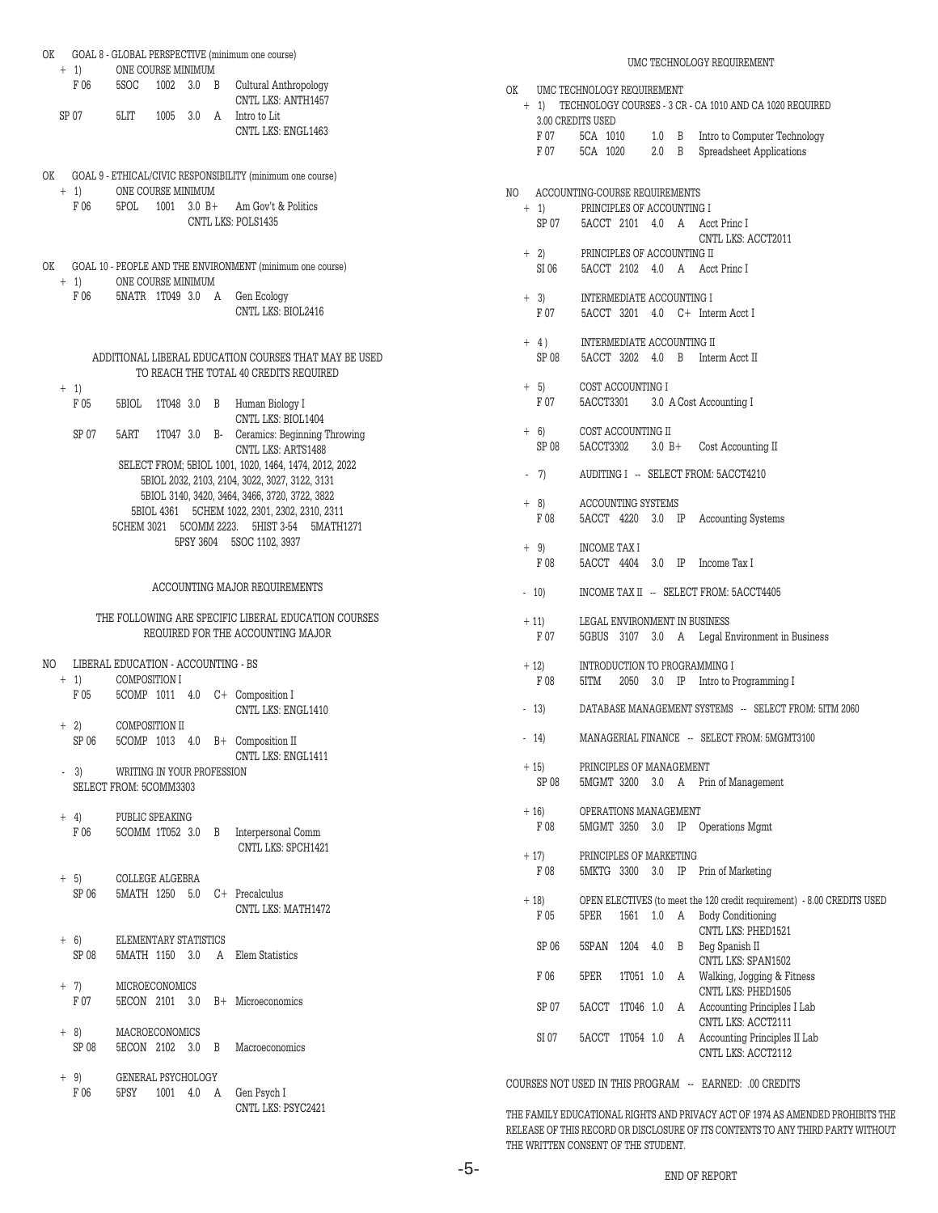OK GOAL 8 - GLOBAL PERSPECTIVE (minimum one course)

\+ 1) ONE COURSE MINIMUM

```
F 06    5SOC   1002  3.0  B    Cultural Anthropology
                               CNTL LKS: ANTH1457
SP 07   5LIT   1005  3.0  A    Intro to Lit
                               CNTL LKS: ENGL1463
```

OK GOAL 9 - ETHICAL/CIVIC RESPONSIBILITY (minimum one course)

\+ 1) ONE COURSE MINIMUM

```
F 06    5POL   1001  3.0 B+   Am Gov't & Politics
                              CNTL LKS: POLS1435
```

OK GOAL 10 - PEOPLE AND THE ENVIRONMENT (minimum one course)

\+ 1) ONE COURSE MINIMUM

```
F 06    5NATR  1T049 3.0  A    Gen Ecology
                               CNTL LKS: BIOL2416
```

ADDITIONAL LIBERAL EDUCATION COURSES THAT MAY BE USED TO REACH THE TOTAL 40 CREDITS REQUIRED

\+ 1)

```
F 05    5BIOL  1T048 3.0  B    Human Biology I
                               CNTL LKS: BIOL1404
SP 07   5ART   1T047 3.0  B-   Ceramics: Beginning Throwing
                               CNTL LKS: ARTS1488
```

SELECT FROM; 5BIOL 1001, 1020, 1464, 1474, 2012, 2022
5BIOL 2032, 2103, 2104, 3022, 3027, 3122, 3131
5BIOL 3140, 3420, 3464, 3466, 3720, 3722, 3822
5BIOL 4361 5CHEM 1022, 2301, 2302, 2310, 2311
5CHEM 3021 5COMM 2223. 5HIST 3-54 5MATH1271
5PSY 3604 5SOC 1102, 3937

ACCOUNTING MAJOR REQUIREMENTS

THE FOLLOWING ARE SPECIFIC LIBERAL EDUCATION COURSES REQUIRED FOR THE ACCOUNTING MAJOR

NO LIBERAL EDUCATION - ACCOUNTING - BS

```
+ 1)    COMPOSITION I
  F 05    5COMP  1011  4.0  C+  Composition I
                                CNTL LKS: ENGL1410
+ 2)    COMPOSITION II
  SP 06   5COMP  1013  4.0  B+  Composition II
                                CNTL LKS: ENGL1411
- 3)    WRITING IN YOUR PROFESSION
  SELECT FROM: 5COMM3303

+ 4)    PUBLIC SPEAKING
  F 06    5COMM 1T052  3.0  B   Interpersonal Comm
                                CNTL LKS: SPCH1421

+ 5)    COLLEGE ALGEBRA
  SP 06   5MATH  1250  5.0  C+  Precalculus
                                CNTL LKS: MATH1472

+ 6)    ELEMENTARY STATISTICS
  SP 08   5MATH  1150  3.0  A   Elem Statistics

+ 7)    MICROECONOMICS
  F 07    5ECON  2101  3.0  B+  Microeconomics

+ 8)    MACROECONOMICS
  SP 08   5ECON  2102  3.0  B   Macroeconomics

+ 9)    GENERAL PSYCHOLOGY
  F 06    5PSY   1001  4.0  A   Gen Psych I
                                CNTL LKS: PSYC2421
```

UMC TECHNOLOGY REQUIREMENT

OK UMC TECHNOLOGY REQUIREMENT

\+ 1) TECHNOLOGY COURSES - 3 CR - CA 1010 AND CA 1020 REQUIRED
3.00 CREDITS USED

```
F 07    5CA  1010   1.0  B   Intro to Computer Technology
F 07    5CA  1020   2.0  B   Spreadsheet Applications
```

NO ACCOUNTING-COURSE REQUIREMENTS

```
+ 1)    PRINCIPLES OF ACCOUNTING I
  SP 07   5ACCT  2101  4.0  A   Acct Princ I
                                CNTL LKS: ACCT2011
+ 2)    PRINCIPLES OF ACCOUNTING II
  SI 06   5ACCT  2102  4.0  A   Acct Princ I

+ 3)    INTERMEDIATE ACCOUNTING I
  F 07    5ACCT  3201  4.0  C+  Interm Acct I

+ 4 )   INTERMEDIATE ACCOUNTING II
  SP 08   5ACCT  3202  4.0  B   Interm Acct II

+ 5)    COST ACCOUNTING I
  F 07    5ACCT3301    3.0 A Cost Accounting I

+ 6)    COST ACCOUNTING II
  SP 08   5ACCT3302    3.0 B+   Cost Accounting II

- 7)    AUDITING I -- SELECT FROM: 5ACCT4210

+ 8)    ACCOUNTING SYSTEMS
  F 08    5ACCT  4220  3.0  IP  Accounting Systems

+ 9)    INCOME TAX I
  F 08    5ACCT  4404  3.0  IP  Income Tax I

- 10)   INCOME TAX II -- SELECT FROM: 5ACCT4405

+ 11)   LEGAL ENVIRONMENT IN BUSINESS
  F 07    5GBUS  3107  3.0  A   Legal Environment in Business

+ 12)   INTRODUCTION TO PROGRAMMING I
  F 08    5ITM   2050  3.0  IP  Intro to Programming I

- 13)   DATABASE MANAGEMENT SYSTEMS -- SELECT FROM: 5ITM 2060

- 14)   MANAGERIAL FINANCE -- SELECT FROM: 5MGMT3100

+ 15)   PRINCIPLES OF MANAGEMENT
  SP 08   5MGMT  3200  3.0  A   Prin of Management

+ 16)   OPERATIONS MANAGEMENT
  F 08    5MGMT  3250  3.0  IP  Operations Mgmt

+ 17)   PRINCIPLES OF MARKETING
  F 08    5MKTG  3300  3.0  IP  Prin of Marketing

+ 18)   OPEN ELECTIVES (to meet the 120 credit requirement) - 8.00 CREDITS USED
  F 05    5PER   1561  1.0  A   Body Conditioning
                                CNTL LKS: PHED1521
  SP 06   5SPAN  1204  4.0  B   Beg Spanish II
                                CNTL LKS: SPAN1502
  F 06    5PER   1T051 1.0  A   Walking, Jogging & Fitness
                                CNTL LKS: PHED1505
  SP 07   5ACCT  1T046 1.0  A   Accounting Principles I Lab
                                CNTL LKS: ACCT2111
  SI 07   5ACCT  1T054 1.0  A   Accounting Principles II Lab
                                CNTL LKS: ACCT2112
```

COURSES NOT USED IN THIS PROGRAM -- EARNED: .00 CREDITS

THE FAMILY EDUCATIONAL RIGHTS AND PRIVACY ACT OF 1974 AS AMENDED PROHIBITS THE RELEASE OF THIS RECORD OR DISCLOSURE OF ITS CONTENTS TO ANY THIRD PARTY WITHOUT THE WRITTEN CONSENT OF THE STUDENT.

END OF REPORT